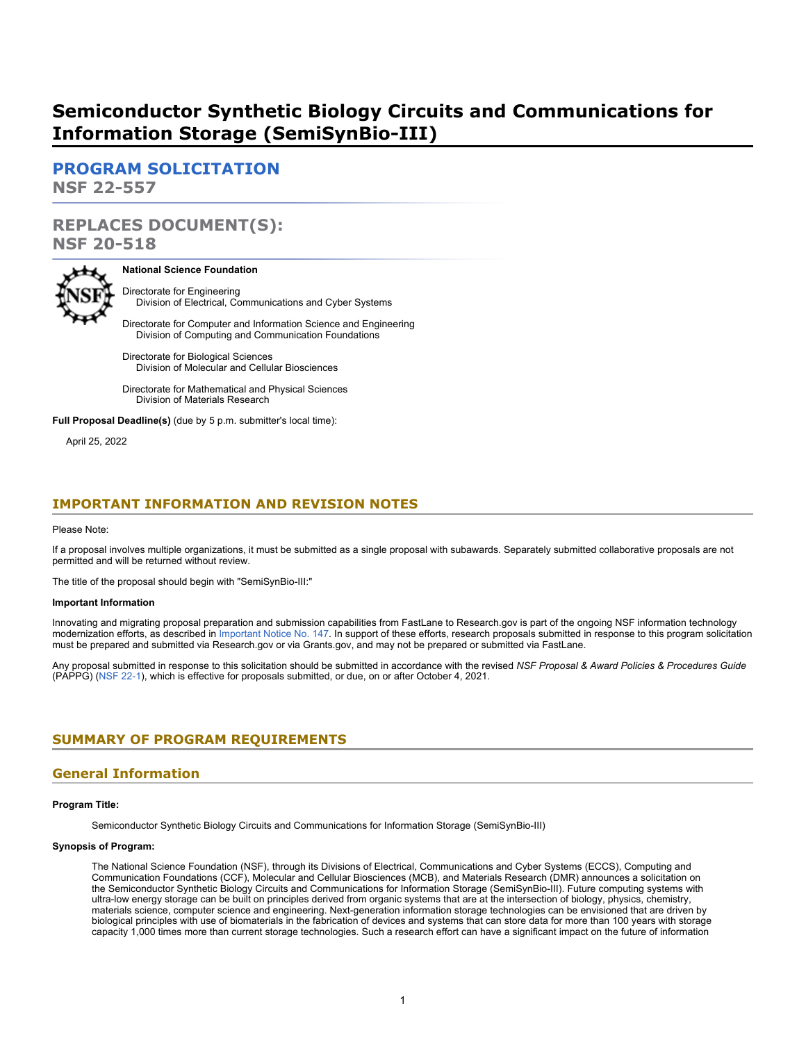# Semiconductor Synthetic Biology Circuits and Communications for Information Storage (SemiSynBio-III)

## PROGRAM SOLICITATION
## NSF 22-557

## REPLACES DOCUMENT(S):
## NSF 20-518

**National Science Foundation**

Directorate for Engineering
Division of Electrical, Communications and Cyber Systems

Directorate for Computer and Information Science and Engineering
Division of Computing and Communication Foundations

Directorate for Biological Sciences
Division of Molecular and Cellular Biosciences

Directorate for Mathematical and Physical Sciences
Division of Materials Research

**Full Proposal Deadline(s)** (due by 5 p.m. submitter's local time):

April 25, 2022

## IMPORTANT INFORMATION AND REVISION NOTES

Please Note:

If a proposal involves multiple organizations, it must be submitted as a single proposal with subawards. Separately submitted collaborative proposals are not permitted and will be returned without review.

The title of the proposal should begin with "SemiSynBio-III:"

**Important Information**

Innovating and migrating proposal preparation and submission capabilities from FastLane to Research.gov is part of the ongoing NSF information technology modernization efforts, as described in Important Notice No. 147. In support of these efforts, research proposals submitted in response to this program solicitation must be prepared and submitted via Research.gov or via Grants.gov, and may not be prepared or submitted via FastLane.

Any proposal submitted in response to this solicitation should be submitted in accordance with the revised *NSF Proposal & Award Policies & Procedures Guide* (PAPPG) (NSF 22-1), which is effective for proposals submitted, or due, on or after October 4, 2021.

## SUMMARY OF PROGRAM REQUIREMENTS

## General Information

**Program Title:**

Semiconductor Synthetic Biology Circuits and Communications for Information Storage (SemiSynBio-III)

**Synopsis of Program:**

The National Science Foundation (NSF), through its Divisions of Electrical, Communications and Cyber Systems (ECCS), Computing and Communication Foundations (CCF), Molecular and Cellular Biosciences (MCB), and Materials Research (DMR) announces a solicitation on the Semiconductor Synthetic Biology Circuits and Communications for Information Storage (SemiSynBio-III). Future computing systems with ultra-low energy storage can be built on principles derived from organic systems that are at the intersection of biology, physics, chemistry, materials science, computer science and engineering. Next-generation information storage technologies can be envisioned that are driven by biological principles with use of biomaterials in the fabrication of devices and systems that can store data for more than 100 years with storage capacity 1,000 times more than current storage technologies. Such a research effort can have a significant impact on the future of information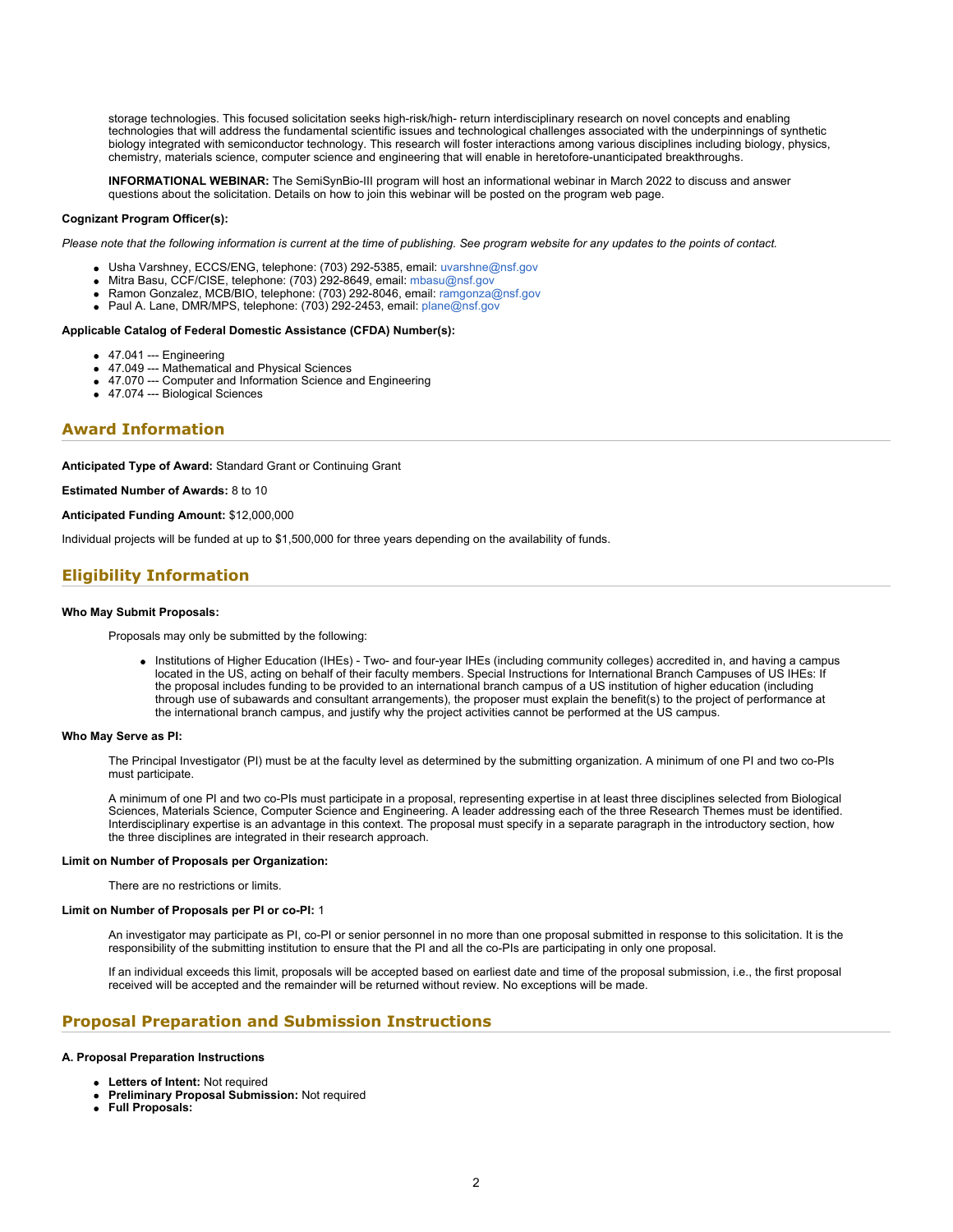storage technologies. This focused solicitation seeks high-risk/high- return interdisciplinary research on novel concepts and enabling technologies that will address the fundamental scientific issues and technological challenges associated with the underpinnings of synthetic biology integrated with semiconductor technology. This research will foster interactions among various disciplines including biology, physics, chemistry, materials science, computer science and engineering that will enable in heretofore-unanticipated breakthroughs.

**INFORMATIONAL WEBINAR:** The SemiSynBio-III program will host an informational webinar in March 2022 to discuss and answer questions about the solicitation. Details on how to join this webinar will be posted on the program web page.

**Cognizant Program Officer(s):**

*Please note that the following information is current at the time of publishing. See program website for any updates to the points of contact.*

- Usha Varshney, ECCS/ENG, telephone: (703) 292-5385, email: uvarshne@nsf.gov
- Mitra Basu, CCF/CISE, telephone: (703) 292-8649, email: mbasu@nsf.gov
- Ramon Gonzalez, MCB/BIO, telephone: (703) 292-8046, email: ramgonza@nsf.gov
- Paul A. Lane, DMR/MPS, telephone: (703) 292-2453, email: plane@nsf.gov

**Applicable Catalog of Federal Domestic Assistance (CFDA) Number(s):**

- 47.041 --- Engineering
- 47.049 --- Mathematical and Physical Sciences
- 47.070 --- Computer and Information Science and Engineering
- 47.074 --- Biological Sciences

## Award Information

**Anticipated Type of Award:** Standard Grant or Continuing Grant

**Estimated Number of Awards:** 8 to 10

**Anticipated Funding Amount:** $12,000,000

Individual projects will be funded at up to $1,500,000 for three years depending on the availability of funds.

## Eligibility Information

**Who May Submit Proposals:**

Proposals may only be submitted by the following:

- Institutions of Higher Education (IHEs) - Two- and four-year IHEs (including community colleges) accredited in, and having a campus located in the US, acting on behalf of their faculty members. Special Instructions for International Branch Campuses of US IHEs: If the proposal includes funding to be provided to an international branch campus of a US institution of higher education (including through use of subawards and consultant arrangements), the proposer must explain the benefit(s) to the project of performance at the international branch campus, and justify why the project activities cannot be performed at the US campus.

**Who May Serve as PI:**

The Principal Investigator (PI) must be at the faculty level as determined by the submitting organization. A minimum of one PI and two co-PIs must participate.

A minimum of one PI and two co-PIs must participate in a proposal, representing expertise in at least three disciplines selected from Biological Sciences, Materials Science, Computer Science and Engineering. A leader addressing each of the three Research Themes must be identified. Interdisciplinary expertise is an advantage in this context. The proposal must specify in a separate paragraph in the introductory section, how the three disciplines are integrated in their research approach.

**Limit on Number of Proposals per Organization:**

There are no restrictions or limits.

**Limit on Number of Proposals per PI or co-PI:** 1

An investigator may participate as PI, co-PI or senior personnel in no more than one proposal submitted in response to this solicitation. It is the responsibility of the submitting institution to ensure that the PI and all the co-PIs are participating in only one proposal.

If an individual exceeds this limit, proposals will be accepted based on earliest date and time of the proposal submission, i.e., the first proposal received will be accepted and the remainder will be returned without review. No exceptions will be made.

## Proposal Preparation and Submission Instructions

**A. Proposal Preparation Instructions**

- **Letters of Intent:** Not required
- **Preliminary Proposal Submission:** Not required
- **Full Proposals:**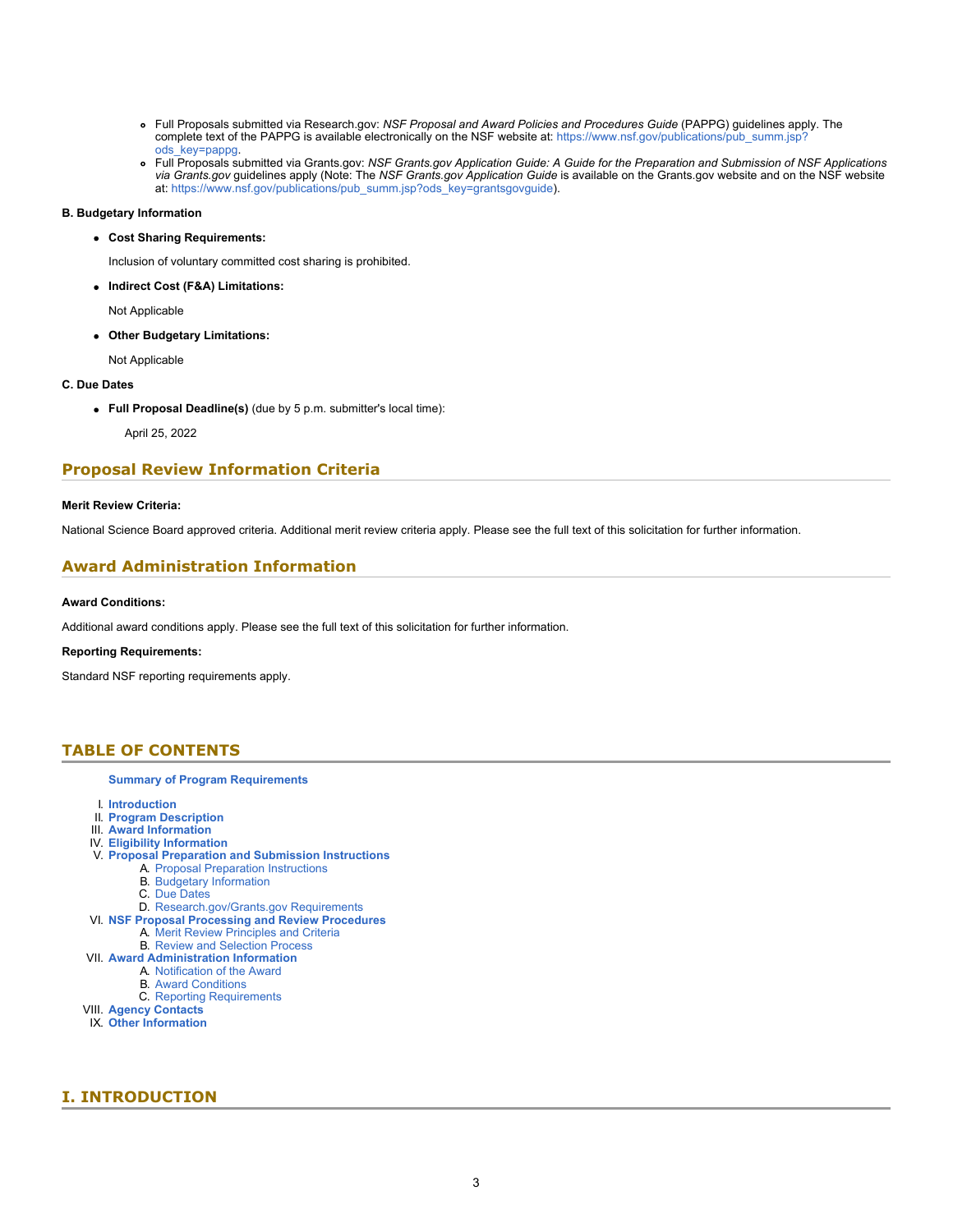- Full Proposals submitted via Research.gov: *NSF Proposal and Award Policies and Procedures Guide* (PAPPG) guidelines apply. The complete text of the PAPPG is available electronically on the NSF website at: https://www.nsf.gov/publications/pub_summ.jsp?ods_key=pappg.
- Full Proposals submitted via Grants.gov: *NSF Grants.gov Application Guide: A Guide for the Preparation and Submission of NSF Applications via Grants.gov* guidelines apply (Note: The *NSF Grants.gov Application Guide* is available on the Grants.gov website and on the NSF website at: https://www.nsf.gov/publications/pub_summ.jsp?ods_key=grantsgovguide).

**B. Budgetary Information**

- **Cost Sharing Requirements:**

  Inclusion of voluntary committed cost sharing is prohibited.

- **Indirect Cost (F&A) Limitations:**

  Not Applicable

- **Other Budgetary Limitations:**

  Not Applicable

**C. Due Dates**

- **Full Proposal Deadline(s)** (due by 5 p.m. submitter's local time):

  April 25, 2022

## Proposal Review Information Criteria

**Merit Review Criteria:**

National Science Board approved criteria. Additional merit review criteria apply. Please see the full text of this solicitation for further information.

## Award Administration Information

**Award Conditions:**

Additional award conditions apply. Please see the full text of this solicitation for further information.

**Reporting Requirements:**

Standard NSF reporting requirements apply.

## TABLE OF CONTENTS

**Summary of Program Requirements**

I. **Introduction**
II. **Program Description**
III. **Award Information**
IV. **Eligibility Information**
V. **Proposal Preparation and Submission Instructions**
   A. Proposal Preparation Instructions
   B. Budgetary Information
   C. Due Dates
   D. Research.gov/Grants.gov Requirements
VI. **NSF Proposal Processing and Review Procedures**
   A. Merit Review Principles and Criteria
   B. Review and Selection Process
VII. **Award Administration Information**
   A. Notification of the Award
   B. Award Conditions
   C. Reporting Requirements
VIII. **Agency Contacts**
IX. **Other Information**

## I. INTRODUCTION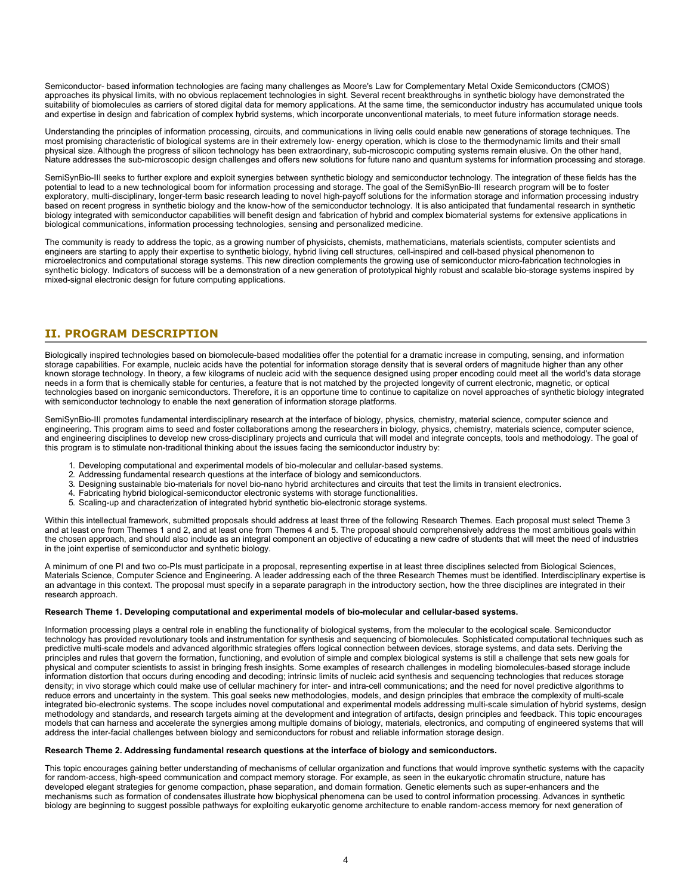Semiconductor- based information technologies are facing many challenges as Moore's Law for Complementary Metal Oxide Semiconductors (CMOS) approaches its physical limits, with no obvious replacement technologies in sight. Several recent breakthroughs in synthetic biology have demonstrated the suitability of biomolecules as carriers of stored digital data for memory applications. At the same time, the semiconductor industry has accumulated unique tools and expertise in design and fabrication of complex hybrid systems, which incorporate unconventional materials, to meet future information storage needs.

Understanding the principles of information processing, circuits, and communications in living cells could enable new generations of storage techniques. The most promising characteristic of biological systems are in their extremely low- energy operation, which is close to the thermodynamic limits and their small physical size. Although the progress of silicon technology has been extraordinary, sub-microscopic computing systems remain elusive. On the other hand, Nature addresses the sub-microscopic design challenges and offers new solutions for future nano and quantum systems for information processing and storage.

SemiSynBio-III seeks to further explore and exploit synergies between synthetic biology and semiconductor technology. The integration of these fields has the potential to lead to a new technological boom for information processing and storage. The goal of the SemiSynBio-III research program will be to foster exploratory, multi-disciplinary, longer-term basic research leading to novel high-payoff solutions for the information storage and information processing industry based on recent progress in synthetic biology and the know-how of the semiconductor technology. It is also anticipated that fundamental research in synthetic biology integrated with semiconductor capabilities will benefit design and fabrication of hybrid and complex biomaterial systems for extensive applications in biological communications, information processing technologies, sensing and personalized medicine.

The community is ready to address the topic, as a growing number of physicists, chemists, mathematicians, materials scientists, computer scientists and engineers are starting to apply their expertise to synthetic biology, hybrid living cell structures, cell-inspired and cell-based physical phenomenon to microelectronics and computational storage systems. This new direction complements the growing use of semiconductor micro-fabrication technologies in synthetic biology. Indicators of success will be a demonstration of a new generation of prototypical highly robust and scalable bio-storage systems inspired by mixed-signal electronic design for future computing applications.

## II. PROGRAM DESCRIPTION

Biologically inspired technologies based on biomolecule-based modalities offer the potential for a dramatic increase in computing, sensing, and information storage capabilities. For example, nucleic acids have the potential for information storage density that is several orders of magnitude higher than any other known storage technology. In theory, a few kilograms of nucleic acid with the sequence designed using proper encoding could meet all the world's data storage needs in a form that is chemically stable for centuries, a feature that is not matched by the projected longevity of current electronic, magnetic, or optical technologies based on inorganic semiconductors. Therefore, it is an opportune time to continue to capitalize on novel approaches of synthetic biology integrated with semiconductor technology to enable the next generation of information storage platforms.

SemiSynBio-III promotes fundamental interdisciplinary research at the interface of biology, physics, chemistry, material science, computer science and engineering. This program aims to seed and foster collaborations among the researchers in biology, physics, chemistry, materials science, computer science, and engineering disciplines to develop new cross-disciplinary projects and curricula that will model and integrate concepts, tools and methodology. The goal of this program is to stimulate non-traditional thinking about the issues facing the semiconductor industry by:

1. Developing computational and experimental models of bio-molecular and cellular-based systems.
2. Addressing fundamental research questions at the interface of biology and semiconductors.
3. Designing sustainable bio-materials for novel bio-nano hybrid architectures and circuits that test the limits in transient electronics.
4. Fabricating hybrid biological-semiconductor electronic systems with storage functionalities.
5. Scaling-up and characterization of integrated hybrid synthetic bio-electronic storage systems.

Within this intellectual framework, submitted proposals should address at least three of the following Research Themes. Each proposal must select Theme 3 and at least one from Themes 1 and 2, and at least one from Themes 4 and 5. The proposal should comprehensively address the most ambitious goals within the chosen approach, and should also include as an integral component an objective of educating a new cadre of students that will meet the need of industries in the joint expertise of semiconductor and synthetic biology.

A minimum of one PI and two co-PIs must participate in a proposal, representing expertise in at least three disciplines selected from Biological Sciences, Materials Science, Computer Science and Engineering. A leader addressing each of the three Research Themes must be identified. Interdisciplinary expertise is an advantage in this context. The proposal must specify in a separate paragraph in the introductory section, how the three disciplines are integrated in their research approach.

**Research Theme 1. Developing computational and experimental models of bio-molecular and cellular-based systems.**

Information processing plays a central role in enabling the functionality of biological systems, from the molecular to the ecological scale. Semiconductor technology has provided revolutionary tools and instrumentation for synthesis and sequencing of biomolecules. Sophisticated computational techniques such as predictive multi-scale models and advanced algorithmic strategies offers logical connection between devices, storage systems, and data sets. Deriving the principles and rules that govern the formation, functioning, and evolution of simple and complex biological systems is still a challenge that sets new goals for physical and computer scientists to assist in bringing fresh insights. Some examples of research challenges in modeling biomolecules-based storage include information distortion that occurs during encoding and decoding; intrinsic limits of nucleic acid synthesis and sequencing technologies that reduces storage density; in vivo storage which could make use of cellular machinery for inter- and intra-cell communications; and the need for novel predictive algorithms to reduce errors and uncertainty in the system. This goal seeks new methodologies, models, and design principles that embrace the complexity of multi-scale integrated bio-electronic systems. The scope includes novel computational and experimental models addressing multi-scale simulation of hybrid systems, design methodology and standards, and research targets aiming at the development and integration of artifacts, design principles and feedback. This topic encourages models that can harness and accelerate the synergies among multiple domains of biology, materials, electronics, and computing of engineered systems that will address the inter-facial challenges between biology and semiconductors for robust and reliable information storage design.

**Research Theme 2. Addressing fundamental research questions at the interface of biology and semiconductors.**

This topic encourages gaining better understanding of mechanisms of cellular organization and functions that would improve synthetic systems with the capacity for random-access, high-speed communication and compact memory storage. For example, as seen in the eukaryotic chromatin structure, nature has developed elegant strategies for genome compaction, phase separation, and domain formation. Genetic elements such as super-enhancers and the mechanisms such as formation of condensates illustrate how biophysical phenomena can be used to control information processing. Advances in synthetic biology are beginning to suggest possible pathways for exploiting eukaryotic genome architecture to enable random-access memory for next generation of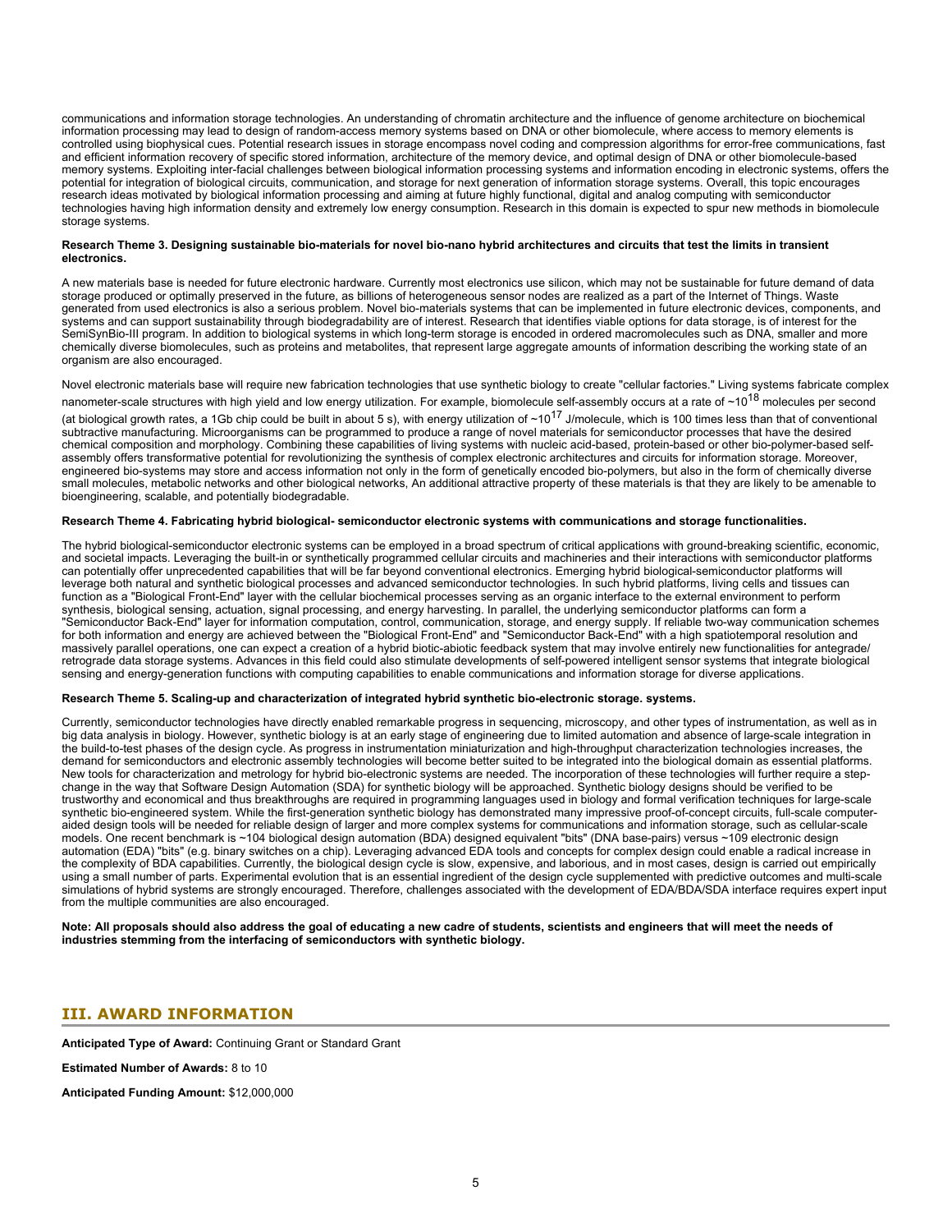communications and information storage technologies. An understanding of chromatin architecture and the influence of genome architecture on biochemical information processing may lead to design of random-access memory systems based on DNA or other biomolecule, where access to memory elements is controlled using biophysical cues. Potential research issues in storage encompass novel coding and compression algorithms for error-free communications, fast and efficient information recovery of specific stored information, architecture of the memory device, and optimal design of DNA or other biomolecule-based memory systems. Exploiting inter-facial challenges between biological information processing systems and information encoding in electronic systems, offers the potential for integration of biological circuits, communication, and storage for next generation of information storage systems. Overall, this topic encourages research ideas motivated by biological information processing and aiming at future highly functional, digital and analog computing with semiconductor technologies having high information density and extremely low energy consumption. Research in this domain is expected to spur new methods in biomolecule storage systems.

**Research Theme 3. Designing sustainable bio-materials for novel bio-nano hybrid architectures and circuits that test the limits in transient electronics.**

A new materials base is needed for future electronic hardware. Currently most electronics use silicon, which may not be sustainable for future demand of data storage produced or optimally preserved in the future, as billions of heterogeneous sensor nodes are realized as a part of the Internet of Things. Waste generated from used electronics is also a serious problem. Novel bio-materials systems that can be implemented in future electronic devices, components, and systems and can support sustainability through biodegradability are of interest. Research that identifies viable options for data storage, is of interest for the SemiSynBio-III program. In addition to biological systems in which long-term storage is encoded in ordered macromolecules such as DNA, smaller and more chemically diverse biomolecules, such as proteins and metabolites, that represent large aggregate amounts of information describing the working state of an organism are also encouraged.

Novel electronic materials base will require new fabrication technologies that use synthetic biology to create "cellular factories." Living systems fabricate complex nanometer-scale structures with high yield and low energy utilization. For example, biomolecule self-assembly occurs at a rate of ~$10^{18}$ molecules per second (at biological growth rates, a 1Gb chip could be built in about 5 s), with energy utilization of ~$10^{17}$ J/molecule, which is 100 times less than that of conventional subtractive manufacturing. Microorganisms can be programmed to produce a range of novel materials for semiconductor processes that have the desired chemical composition and morphology. Combining these capabilities of living systems with nucleic acid-based, protein-based or other bio-polymer-based self-assembly offers transformative potential for revolutionizing the synthesis of complex electronic architectures and circuits for information storage. Moreover, engineered bio-systems may store and access information not only in the form of genetically encoded bio-polymers, but also in the form of chemically diverse small molecules, metabolic networks and other biological networks, An additional attractive property of these materials is that they are likely to be amenable to bioengineering, scalable, and potentially biodegradable.

**Research Theme 4. Fabricating hybrid biological- semiconductor electronic systems with communications and storage functionalities.**

The hybrid biological-semiconductor electronic systems can be employed in a broad spectrum of critical applications with ground-breaking scientific, economic, and societal impacts. Leveraging the built-in or synthetically programmed cellular circuits and machineries and their interactions with semiconductor platforms can potentially offer unprecedented capabilities that will be far beyond conventional electronics. Emerging hybrid biological-semiconductor platforms will leverage both natural and synthetic biological processes and advanced semiconductor technologies. In such hybrid platforms, living cells and tissues can function as a "Biological Front-End" layer with the cellular biochemical processes serving as an organic interface to the external environment to perform synthesis, biological sensing, actuation, signal processing, and energy harvesting. In parallel, the underlying semiconductor platforms can form a "Semiconductor Back-End" layer for information computation, control, communication, storage, and energy supply. If reliable two-way communication schemes for both information and energy are achieved between the "Biological Front-End" and "Semiconductor Back-End" with a high spatiotemporal resolution and massively parallel operations, one can expect a creation of a hybrid biotic-abiotic feedback system that may involve entirely new functionalities for antegrade/ retrograde data storage systems. Advances in this field could also stimulate developments of self-powered intelligent sensor systems that integrate biological sensing and energy-generation functions with computing capabilities to enable communications and information storage for diverse applications.

**Research Theme 5. Scaling-up and characterization of integrated hybrid synthetic bio-electronic storage. systems.**

Currently, semiconductor technologies have directly enabled remarkable progress in sequencing, microscopy, and other types of instrumentation, as well as in big data analysis in biology. However, synthetic biology is at an early stage of engineering due to limited automation and absence of large-scale integration in the build-to-test phases of the design cycle. As progress in instrumentation miniaturization and high-throughput characterization technologies increases, the demand for semiconductors and electronic assembly technologies will become better suited to be integrated into the biological domain as essential platforms. New tools for characterization and metrology for hybrid bio-electronic systems are needed. The incorporation of these technologies will further require a step-change in the way that Software Design Automation (SDA) for synthetic biology will be approached. Synthetic biology designs should be verified to be trustworthy and economical and thus breakthroughs are required in programming languages used in biology and formal verification techniques for large-scale synthetic bio-engineered system. While the first-generation synthetic biology has demonstrated many impressive proof-of-concept circuits, full-scale computer-aided design tools will be needed for reliable design of larger and more complex systems for communications and information storage, such as cellular-scale models. One recent benchmark is ~104 biological design automation (BDA) designed equivalent "bits" (DNA base-pairs) versus ~109 electronic design automation (EDA) "bits" (e.g. binary switches on a chip). Leveraging advanced EDA tools and concepts for complex design could enable a radical increase in the complexity of BDA capabilities. Currently, the biological design cycle is slow, expensive, and laborious, and in most cases, design is carried out empirically using a small number of parts. Experimental evolution that is an essential ingredient of the design cycle supplemented with predictive outcomes and multi-scale simulations of hybrid systems are strongly encouraged. Therefore, challenges associated with the development of EDA/BDA/SDA interface requires expert input from the multiple communities are also encouraged.

**Note: All proposals should also address the goal of educating a new cadre of students, scientists and engineers that will meet the needs of industries stemming from the interfacing of semiconductors with synthetic biology.**

## III. AWARD INFORMATION

**Anticipated Type of Award:** Continuing Grant or Standard Grant

**Estimated Number of Awards:** 8 to 10

**Anticipated Funding Amount:** $12,000,000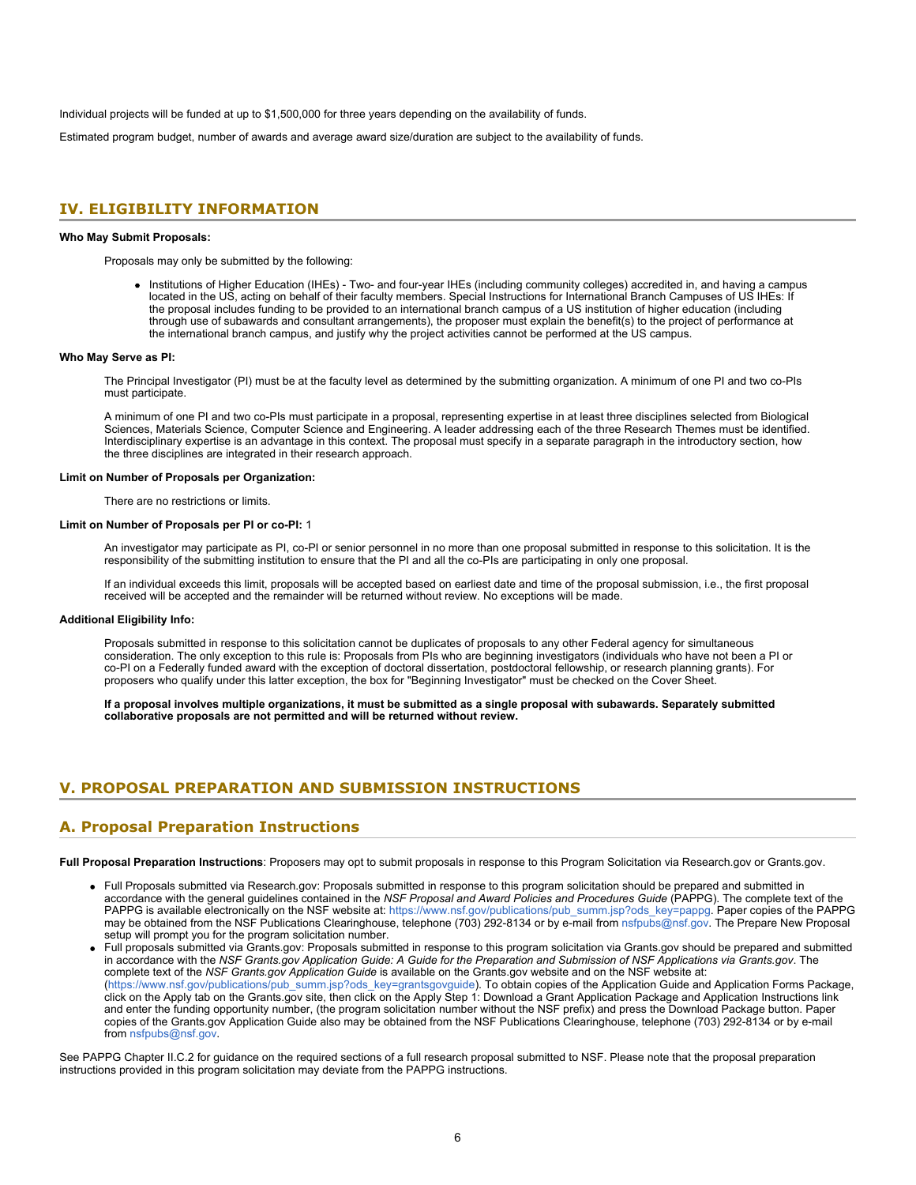Individual projects will be funded at up to $1,500,000 for three years depending on the availability of funds.

Estimated program budget, number of awards and average award size/duration are subject to the availability of funds.

## IV. ELIGIBILITY INFORMATION

**Who May Submit Proposals:**

Proposals may only be submitted by the following:

- Institutions of Higher Education (IHEs) - Two- and four-year IHEs (including community colleges) accredited in, and having a campus located in the US, acting on behalf of their faculty members. Special Instructions for International Branch Campuses of US IHEs: If the proposal includes funding to be provided to an international branch campus of a US institution of higher education (including through use of subawards and consultant arrangements), the proposer must explain the benefit(s) to the project of performance at the international branch campus, and justify why the project activities cannot be performed at the US campus.

**Who May Serve as PI:**

The Principal Investigator (PI) must be at the faculty level as determined by the submitting organization. A minimum of one PI and two co-PIs must participate.

A minimum of one PI and two co-PIs must participate in a proposal, representing expertise in at least three disciplines selected from Biological Sciences, Materials Science, Computer Science and Engineering. A leader addressing each of the three Research Themes must be identified. Interdisciplinary expertise is an advantage in this context. The proposal must specify in a separate paragraph in the introductory section, how the three disciplines are integrated in their research approach.

**Limit on Number of Proposals per Organization:**

There are no restrictions or limits.

**Limit on Number of Proposals per PI or co-PI:** 1

An investigator may participate as PI, co-PI or senior personnel in no more than one proposal submitted in response to this solicitation. It is the responsibility of the submitting institution to ensure that the PI and all the co-PIs are participating in only one proposal.

If an individual exceeds this limit, proposals will be accepted based on earliest date and time of the proposal submission, i.e., the first proposal received will be accepted and the remainder will be returned without review. No exceptions will be made.

**Additional Eligibility Info:**

Proposals submitted in response to this solicitation cannot be duplicates of proposals to any other Federal agency for simultaneous consideration. The only exception to this rule is: Proposals from PIs who are beginning investigators (individuals who have not been a PI or co-PI on a Federally funded award with the exception of doctoral dissertation, postdoctoral fellowship, or research planning grants). For proposers who qualify under this latter exception, the box for "Beginning Investigator" must be checked on the Cover Sheet.

**If a proposal involves multiple organizations, it must be submitted as a single proposal with subawards. Separately submitted collaborative proposals are not permitted and will be returned without review.**

## V. PROPOSAL PREPARATION AND SUBMISSION INSTRUCTIONS

### A. Proposal Preparation Instructions

**Full Proposal Preparation Instructions**: Proposers may opt to submit proposals in response to this Program Solicitation via Research.gov or Grants.gov.

- Full Proposals submitted via Research.gov: Proposals submitted in response to this program solicitation should be prepared and submitted in accordance with the general guidelines contained in the *NSF Proposal and Award Policies and Procedures Guide* (PAPPG). The complete text of the PAPPG is available electronically on the NSF website at: https://www.nsf.gov/publications/pub_summ.jsp?ods_key=pappg. Paper copies of the PAPPG may be obtained from the NSF Publications Clearinghouse, telephone (703) 292-8134 or by e-mail from nsfpubs@nsf.gov. The Prepare New Proposal setup will prompt you for the program solicitation number.
- Full proposals submitted via Grants.gov: Proposals submitted in response to this program solicitation via Grants.gov should be prepared and submitted in accordance with the *NSF Grants.gov Application Guide: A Guide for the Preparation and Submission of NSF Applications via Grants.gov*. The complete text of the *NSF Grants.gov Application Guide* is available on the Grants.gov website and on the NSF website at: (https://www.nsf.gov/publications/pub_summ.jsp?ods_key=grantsgovguide). To obtain copies of the Application Guide and Application Forms Package, click on the Apply tab on the Grants.gov site, then click on the Apply Step 1: Download a Grant Application Package and Application Instructions link and enter the funding opportunity number, (the program solicitation number without the NSF prefix) and press the Download Package button. Paper copies of the Grants.gov Application Guide also may be obtained from the NSF Publications Clearinghouse, telephone (703) 292-8134 or by e-mail from nsfpubs@nsf.gov.

See PAPPG Chapter II.C.2 for guidance on the required sections of a full research proposal submitted to NSF. Please note that the proposal preparation instructions provided in this program solicitation may deviate from the PAPPG instructions.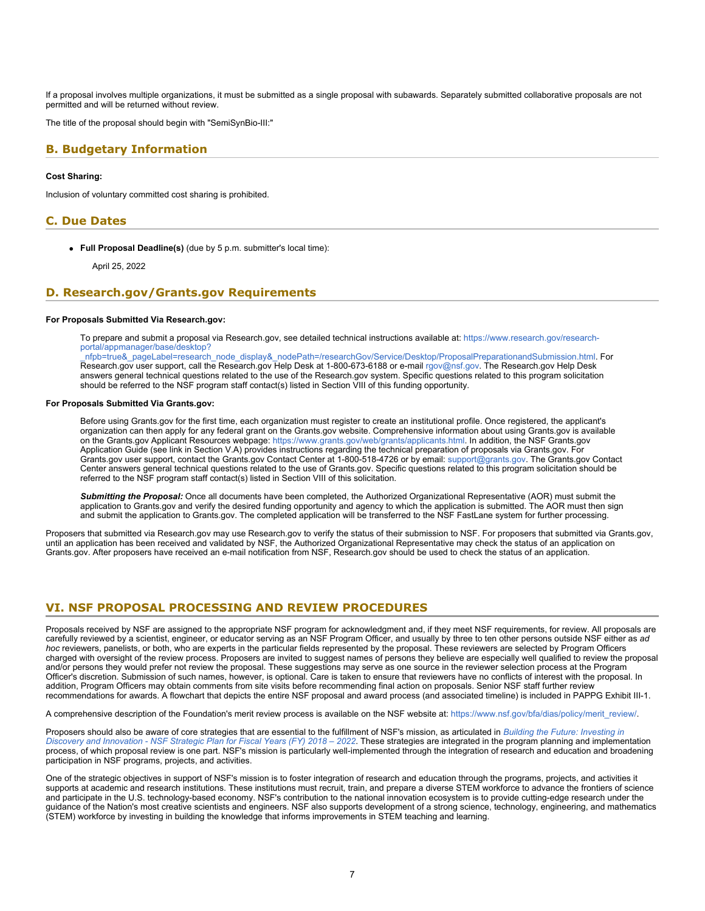If a proposal involves multiple organizations, it must be submitted as a single proposal with subawards. Separately submitted collaborative proposals are not permitted and will be returned without review.

The title of the proposal should begin with "SemiSynBio-III:"

## B. Budgetary Information

**Cost Sharing:**

Inclusion of voluntary committed cost sharing is prohibited.

## C. Due Dates

- **Full Proposal Deadline(s)** (due by 5 p.m. submitter's local time):

  April 25, 2022

## D. Research.gov/Grants.gov Requirements

**For Proposals Submitted Via Research.gov:**

> To prepare and submit a proposal via Research.gov, see detailed technical instructions available at: https://www.research.gov/research-portal/appmanager/base/desktop?_nfpb=true&_pageLabel=research_node_display&_nodePath=/researchGov/Service/Desktop/ProposalPreparationandSubmission.html. For Research.gov user support, call the Research.gov Help Desk at 1-800-673-6188 or e-mail rgov@nsf.gov. The Research.gov Help Desk answers general technical questions related to the use of the Research.gov system. Specific questions related to this program solicitation should be referred to the NSF program staff contact(s) listed in Section VIII of this funding opportunity.

**For Proposals Submitted Via Grants.gov:**

> Before using Grants.gov for the first time, each organization must register to create an institutional profile. Once registered, the applicant's organization can then apply for any federal grant on the Grants.gov website. Comprehensive information about using Grants.gov is available on the Grants.gov Applicant Resources webpage: https://www.grants.gov/web/grants/applicants.html. In addition, the NSF Grants.gov Application Guide (see link in Section V.A) provides instructions regarding the technical preparation of proposals via Grants.gov. For Grants.gov user support, contact the Grants.gov Contact Center at 1-800-518-4726 or by email: support@grants.gov. The Grants.gov Contact Center answers general technical questions related to the use of Grants.gov. Specific questions related to this program solicitation should be referred to the NSF program staff contact(s) listed in Section VIII of this solicitation.
>
> ***Submitting the Proposal:*** Once all documents have been completed, the Authorized Organizational Representative (AOR) must submit the application to Grants.gov and verify the desired funding opportunity and agency to which the application is submitted. The AOR must then sign and submit the application to Grants.gov. The completed application will be transferred to the NSF FastLane system for further processing.

Proposers that submitted via Research.gov may use Research.gov to verify the status of their submission to NSF. For proposers that submitted via Grants.gov, until an application has been received and validated by NSF, the Authorized Organizational Representative may check the status of an application on Grants.gov. After proposers have received an e-mail notification from NSF, Research.gov should be used to check the status of an application.

# VI. NSF PROPOSAL PROCESSING AND REVIEW PROCEDURES

Proposals received by NSF are assigned to the appropriate NSF program for acknowledgment and, if they meet NSF requirements, for review. All proposals are carefully reviewed by a scientist, engineer, or educator serving as an NSF Program Officer, and usually by three to ten other persons outside NSF either as *ad hoc* reviewers, panelists, or both, who are experts in the particular fields represented by the proposal. These reviewers are selected by Program Officers charged with oversight of the review process. Proposers are invited to suggest names of persons they believe are especially well qualified to review the proposal and/or persons they would prefer not review the proposal. These suggestions may serve as one source in the reviewer selection process at the Program Officer's discretion. Submission of such names, however, is optional. Care is taken to ensure that reviewers have no conflicts of interest with the proposal. In addition, Program Officers may obtain comments from site visits before recommending final action on proposals. Senior NSF staff further review recommendations for awards. A flowchart that depicts the entire NSF proposal and award process (and associated timeline) is included in PAPPG Exhibit III-1.

A comprehensive description of the Foundation's merit review process is available on the NSF website at: https://www.nsf.gov/bfa/dias/policy/merit_review/.

Proposers should also be aware of core strategies that are essential to the fulfillment of NSF's mission, as articulated in *Building the Future: Investing in Discovery and Innovation - NSF Strategic Plan for Fiscal Years (FY) 2018 – 2022*. These strategies are integrated in the program planning and implementation process, of which proposal review is one part. NSF's mission is particularly well-implemented through the integration of research and education and broadening participation in NSF programs, projects, and activities.

One of the strategic objectives in support of NSF's mission is to foster integration of research and education through the programs, projects, and activities it supports at academic and research institutions. These institutions must recruit, train, and prepare a diverse STEM workforce to advance the frontiers of science and participate in the U.S. technology-based economy. NSF's contribution to the national innovation ecosystem is to provide cutting-edge research under the guidance of the Nation's most creative scientists and engineers. NSF also supports development of a strong science, technology, engineering, and mathematics (STEM) workforce by investing in building the knowledge that informs improvements in STEM teaching and learning.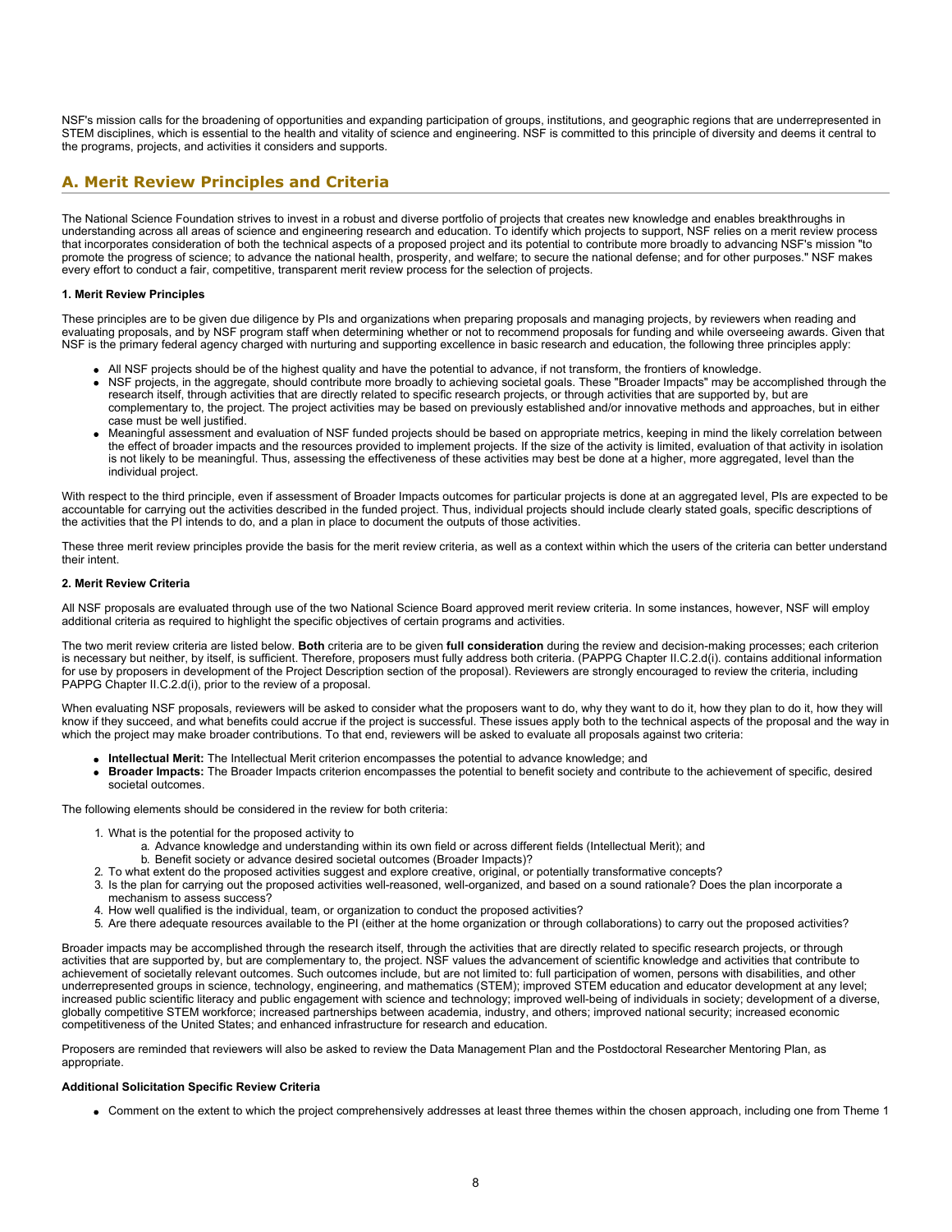NSF's mission calls for the broadening of opportunities and expanding participation of groups, institutions, and geographic regions that are underrepresented in STEM disciplines, which is essential to the health and vitality of science and engineering. NSF is committed to this principle of diversity and deems it central to the programs, projects, and activities it considers and supports.

## A. Merit Review Principles and Criteria

The National Science Foundation strives to invest in a robust and diverse portfolio of projects that creates new knowledge and enables breakthroughs in understanding across all areas of science and engineering research and education. To identify which projects to support, NSF relies on a merit review process that incorporates consideration of both the technical aspects of a proposed project and its potential to contribute more broadly to advancing NSF's mission "to promote the progress of science; to advance the national health, prosperity, and welfare; to secure the national defense; and for other purposes." NSF makes every effort to conduct a fair, competitive, transparent merit review process for the selection of projects.

#### 1. Merit Review Principles

These principles are to be given due diligence by PIs and organizations when preparing proposals and managing projects, by reviewers when reading and evaluating proposals, and by NSF program staff when determining whether or not to recommend proposals for funding and while overseeing awards. Given that NSF is the primary federal agency charged with nurturing and supporting excellence in basic research and education, the following three principles apply:

- All NSF projects should be of the highest quality and have the potential to advance, if not transform, the frontiers of knowledge.
- NSF projects, in the aggregate, should contribute more broadly to achieving societal goals. These "Broader Impacts" may be accomplished through the research itself, through activities that are directly related to specific research projects, or through activities that are supported by, but are complementary to, the project. The project activities may be based on previously established and/or innovative methods and approaches, but in either case must be well justified.
- Meaningful assessment and evaluation of NSF funded projects should be based on appropriate metrics, keeping in mind the likely correlation between the effect of broader impacts and the resources provided to implement projects. If the size of the activity is limited, evaluation of that activity in isolation is not likely to be meaningful. Thus, assessing the effectiveness of these activities may best be done at a higher, more aggregated, level than the individual project.

With respect to the third principle, even if assessment of Broader Impacts outcomes for particular projects is done at an aggregated level, PIs are expected to be accountable for carrying out the activities described in the funded project. Thus, individual projects should include clearly stated goals, specific descriptions of the activities that the PI intends to do, and a plan in place to document the outputs of those activities.

These three merit review principles provide the basis for the merit review criteria, as well as a context within which the users of the criteria can better understand their intent.

#### 2. Merit Review Criteria

All NSF proposals are evaluated through use of the two National Science Board approved merit review criteria. In some instances, however, NSF will employ additional criteria as required to highlight the specific objectives of certain programs and activities.

The two merit review criteria are listed below. **Both** criteria are to be given **full consideration** during the review and decision-making processes; each criterion is necessary but neither, by itself, is sufficient. Therefore, proposers must fully address both criteria. (PAPPG Chapter II.C.2.d(i). contains additional information for use by proposers in development of the Project Description section of the proposal). Reviewers are strongly encouraged to review the criteria, including PAPPG Chapter II.C.2.d(i), prior to the review of a proposal.

When evaluating NSF proposals, reviewers will be asked to consider what the proposers want to do, why they want to do it, how they plan to do it, how they will know if they succeed, and what benefits could accrue if the project is successful. These issues apply both to the technical aspects of the proposal and the way in which the project may make broader contributions. To that end, reviewers will be asked to evaluate all proposals against two criteria:

- **Intellectual Merit:** The Intellectual Merit criterion encompasses the potential to advance knowledge; and
- **Broader Impacts:** The Broader Impacts criterion encompasses the potential to benefit society and contribute to the achievement of specific, desired societal outcomes.

The following elements should be considered in the review for both criteria:

1. What is the potential for the proposed activity to
   a. Advance knowledge and understanding within its own field or across different fields (Intellectual Merit); and
   b. Benefit society or advance desired societal outcomes (Broader Impacts)?
2. To what extent do the proposed activities suggest and explore creative, original, or potentially transformative concepts?
3. Is the plan for carrying out the proposed activities well-reasoned, well-organized, and based on a sound rationale? Does the plan incorporate a mechanism to assess success?
4. How well qualified is the individual, team, or organization to conduct the proposed activities?
5. Are there adequate resources available to the PI (either at the home organization or through collaborations) to carry out the proposed activities?

Broader impacts may be accomplished through the research itself, through the activities that are directly related to specific research projects, or through activities that are supported by, but are complementary to, the project. NSF values the advancement of scientific knowledge and activities that contribute to achievement of societally relevant outcomes. Such outcomes include, but are not limited to: full participation of women, persons with disabilities, and other underrepresented groups in science, technology, engineering, and mathematics (STEM); improved STEM education and educator development at any level; increased public scientific literacy and public engagement with science and technology; improved well-being of individuals in society; development of a diverse, globally competitive STEM workforce; increased partnerships between academia, industry, and others; improved national security; increased economic competitiveness of the United States; and enhanced infrastructure for research and education.

Proposers are reminded that reviewers will also be asked to review the Data Management Plan and the Postdoctoral Researcher Mentoring Plan, as appropriate.

#### Additional Solicitation Specific Review Criteria

- Comment on the extent to which the project comprehensively addresses at least three themes within the chosen approach, including one from Theme 1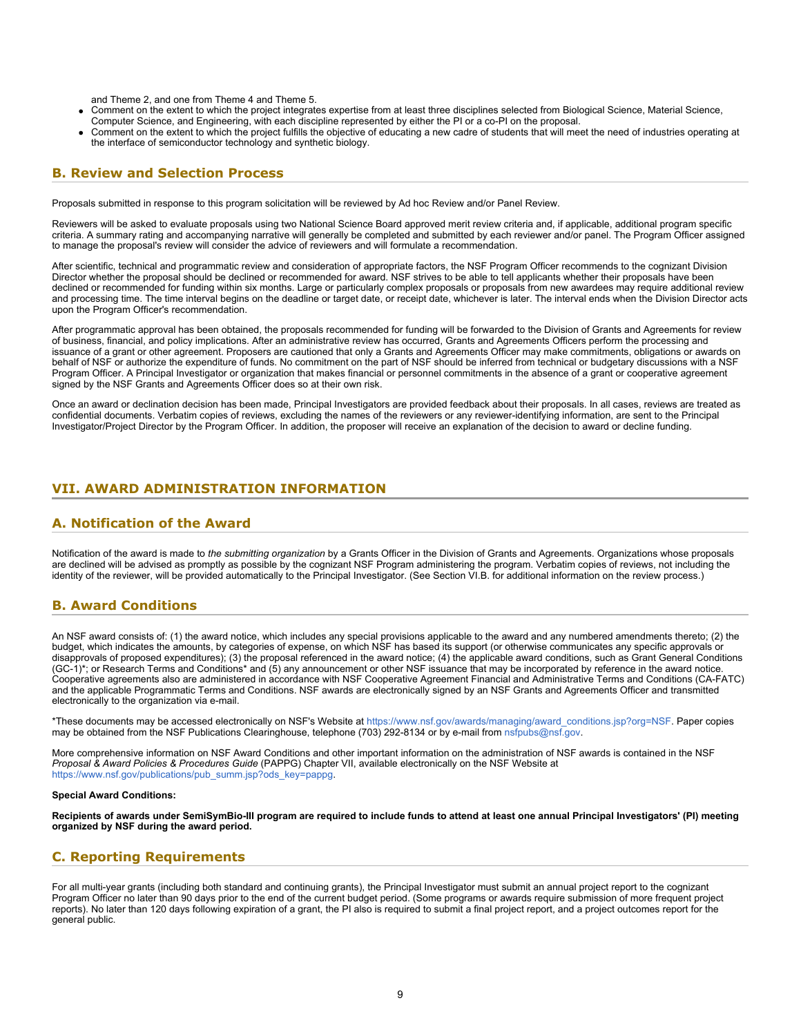and Theme 2, and one from Theme 4 and Theme 5.
- Comment on the extent to which the project integrates expertise from at least three disciplines selected from Biological Science, Material Science, Computer Science, and Engineering, with each discipline represented by either the PI or a co-PI on the proposal.
- Comment on the extent to which the project fulfills the objective of educating a new cadre of students that will meet the need of industries operating at the interface of semiconductor technology and synthetic biology.

## B. Review and Selection Process

Proposals submitted in response to this program solicitation will be reviewed by Ad hoc Review and/or Panel Review.

Reviewers will be asked to evaluate proposals using two National Science Board approved merit review criteria and, if applicable, additional program specific criteria. A summary rating and accompanying narrative will generally be completed and submitted by each reviewer and/or panel. The Program Officer assigned to manage the proposal's review will consider the advice of reviewers and will formulate a recommendation.

After scientific, technical and programmatic review and consideration of appropriate factors, the NSF Program Officer recommends to the cognizant Division Director whether the proposal should be declined or recommended for award. NSF strives to be able to tell applicants whether their proposals have been declined or recommended for funding within six months. Large or particularly complex proposals or proposals from new awardees may require additional review and processing time. The time interval begins on the deadline or target date, or receipt date, whichever is later. The interval ends when the Division Director acts upon the Program Officer's recommendation.

After programmatic approval has been obtained, the proposals recommended for funding will be forwarded to the Division of Grants and Agreements for review of business, financial, and policy implications. After an administrative review has occurred, Grants and Agreements Officers perform the processing and issuance of a grant or other agreement. Proposers are cautioned that only a Grants and Agreements Officer may make commitments, obligations or awards on behalf of NSF or authorize the expenditure of funds. No commitment on the part of NSF should be inferred from technical or budgetary discussions with a NSF Program Officer. A Principal Investigator or organization that makes financial or personnel commitments in the absence of a grant or cooperative agreement signed by the NSF Grants and Agreements Officer does so at their own risk.

Once an award or declination decision has been made, Principal Investigators are provided feedback about their proposals. In all cases, reviews are treated as confidential documents. Verbatim copies of reviews, excluding the names of the reviewers or any reviewer-identifying information, are sent to the Principal Investigator/Project Director by the Program Officer. In addition, the proposer will receive an explanation of the decision to award or decline funding.

# VII. AWARD ADMINISTRATION INFORMATION

## A. Notification of the Award

Notification of the award is made to *the submitting organization* by a Grants Officer in the Division of Grants and Agreements. Organizations whose proposals are declined will be advised as promptly as possible by the cognizant NSF Program administering the program. Verbatim copies of reviews, not including the identity of the reviewer, will be provided automatically to the Principal Investigator. (See Section VI.B. for additional information on the review process.)

## B. Award Conditions

An NSF award consists of: (1) the award notice, which includes any special provisions applicable to the award and any numbered amendments thereto; (2) the budget, which indicates the amounts, by categories of expense, on which NSF has based its support (or otherwise communicates any specific approvals or disapprovals of proposed expenditures); (3) the proposal referenced in the award notice; (4) the applicable award conditions, such as Grant General Conditions (GC-1)*; or Research Terms and Conditions* and (5) any announcement or other NSF issuance that may be incorporated by reference in the award notice. Cooperative agreements also are administered in accordance with NSF Cooperative Agreement Financial and Administrative Terms and Conditions (CA-FATC) and the applicable Programmatic Terms and Conditions. NSF awards are electronically signed by an NSF Grants and Agreements Officer and transmitted electronically to the organization via e-mail.

*These documents may be accessed electronically on NSF's Website at https://www.nsf.gov/awards/managing/award_conditions.jsp?org=NSF. Paper copies may be obtained from the NSF Publications Clearinghouse, telephone (703) 292-8134 or by e-mail from nsfpubs@nsf.gov.

More comprehensive information on NSF Award Conditions and other important information on the administration of NSF awards is contained in the NSF *Proposal & Award Policies & Procedures Guide* (PAPPG) Chapter VII, available electronically on the NSF Website at https://www.nsf.gov/publications/pub_summ.jsp?ods_key=pappg.

**Special Award Conditions:**

**Recipients of awards under SemiSymBio-III program are required to include funds to attend at least one annual Principal Investigators' (PI) meeting organized by NSF during the award period.**

## C. Reporting Requirements

For all multi-year grants (including both standard and continuing grants), the Principal Investigator must submit an annual project report to the cognizant Program Officer no later than 90 days prior to the end of the current budget period. (Some programs or awards require submission of more frequent project reports). No later than 120 days following expiration of a grant, the PI also is required to submit a final project report, and a project outcomes report for the general public.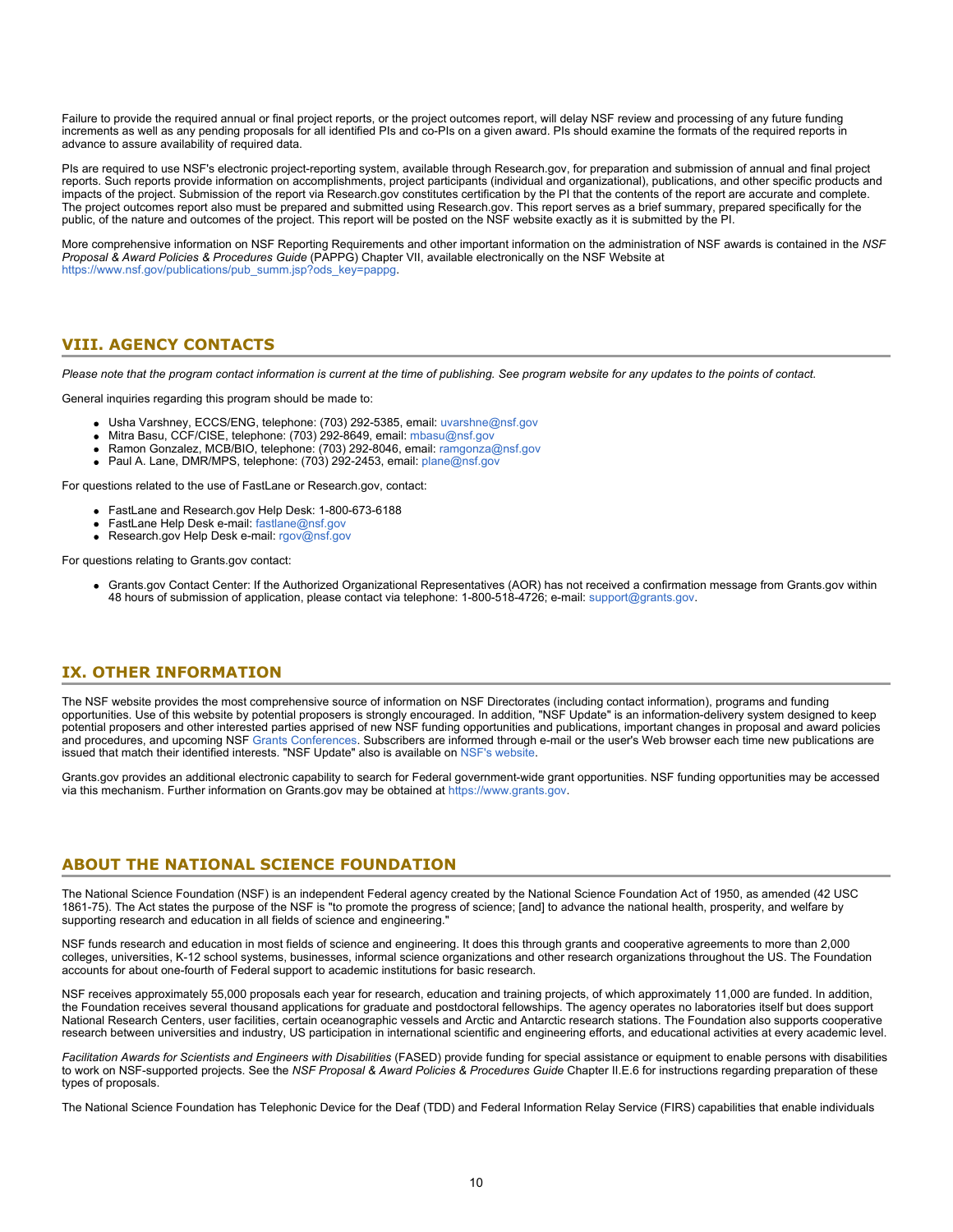Failure to provide the required annual or final project reports, or the project outcomes report, will delay NSF review and processing of any future funding increments as well as any pending proposals for all identified PIs and co-PIs on a given award. PIs should examine the formats of the required reports in advance to assure availability of required data.

PIs are required to use NSF's electronic project-reporting system, available through Research.gov, for preparation and submission of annual and final project reports. Such reports provide information on accomplishments, project participants (individual and organizational), publications, and other specific products and impacts of the project. Submission of the report via Research.gov constitutes certification by the PI that the contents of the report are accurate and complete. The project outcomes report also must be prepared and submitted using Research.gov. This report serves as a brief summary, prepared specifically for the public, of the nature and outcomes of the project. This report will be posted on the NSF website exactly as it is submitted by the PI.

More comprehensive information on NSF Reporting Requirements and other important information on the administration of NSF awards is contained in the *NSF Proposal & Award Policies & Procedures Guide* (PAPPG) Chapter VII, available electronically on the NSF Website at https://www.nsf.gov/publications/pub_summ.jsp?ods_key=pappg.

## VIII. AGENCY CONTACTS

*Please note that the program contact information is current at the time of publishing. See program website for any updates to the points of contact.*

General inquiries regarding this program should be made to:

- Usha Varshney, ECCS/ENG, telephone: (703) 292-5385, email: uvarshne@nsf.gov
- Mitra Basu, CCF/CISE, telephone: (703) 292-8649, email: mbasu@nsf.gov
- Ramon Gonzalez, MCB/BIO, telephone: (703) 292-8046, email: ramgonza@nsf.gov
- Paul A. Lane, DMR/MPS, telephone: (703) 292-2453, email: plane@nsf.gov

For questions related to the use of FastLane or Research.gov, contact:

- FastLane and Research.gov Help Desk: 1-800-673-6188
- FastLane Help Desk e-mail: fastlane@nsf.gov
- Research.gov Help Desk e-mail: rgov@nsf.gov

For questions relating to Grants.gov contact:

- Grants.gov Contact Center: If the Authorized Organizational Representatives (AOR) has not received a confirmation message from Grants.gov within 48 hours of submission of application, please contact via telephone: 1-800-518-4726; e-mail: support@grants.gov.

## IX. OTHER INFORMATION

The NSF website provides the most comprehensive source of information on NSF Directorates (including contact information), programs and funding opportunities. Use of this website by potential proposers is strongly encouraged. In addition, "NSF Update" is an information-delivery system designed to keep potential proposers and other interested parties apprised of new NSF funding opportunities and publications, important changes in proposal and award policies and procedures, and upcoming NSF Grants Conferences. Subscribers are informed through e-mail or the user's Web browser each time new publications are issued that match their identified interests. "NSF Update" also is available on NSF's website.

Grants.gov provides an additional electronic capability to search for Federal government-wide grant opportunities. NSF funding opportunities may be accessed via this mechanism. Further information on Grants.gov may be obtained at https://www.grants.gov.

## ABOUT THE NATIONAL SCIENCE FOUNDATION

The National Science Foundation (NSF) is an independent Federal agency created by the National Science Foundation Act of 1950, as amended (42 USC 1861-75). The Act states the purpose of the NSF is "to promote the progress of science; [and] to advance the national health, prosperity, and welfare by supporting research and education in all fields of science and engineering."

NSF funds research and education in most fields of science and engineering. It does this through grants and cooperative agreements to more than 2,000 colleges, universities, K-12 school systems, businesses, informal science organizations and other research organizations throughout the US. The Foundation accounts for about one-fourth of Federal support to academic institutions for basic research.

NSF receives approximately 55,000 proposals each year for research, education and training projects, of which approximately 11,000 are funded. In addition, the Foundation receives several thousand applications for graduate and postdoctoral fellowships. The agency operates no laboratories itself but does support National Research Centers, user facilities, certain oceanographic vessels and Arctic and Antarctic research stations. The Foundation also supports cooperative research between universities and industry, US participation in international scientific and engineering efforts, and educational activities at every academic level.

*Facilitation Awards for Scientists and Engineers with Disabilities* (FASED) provide funding for special assistance or equipment to enable persons with disabilities to work on NSF-supported projects. See the *NSF Proposal & Award Policies & Procedures Guide* Chapter II.E.6 for instructions regarding preparation of these types of proposals.

The National Science Foundation has Telephonic Device for the Deaf (TDD) and Federal Information Relay Service (FIRS) capabilities that enable individuals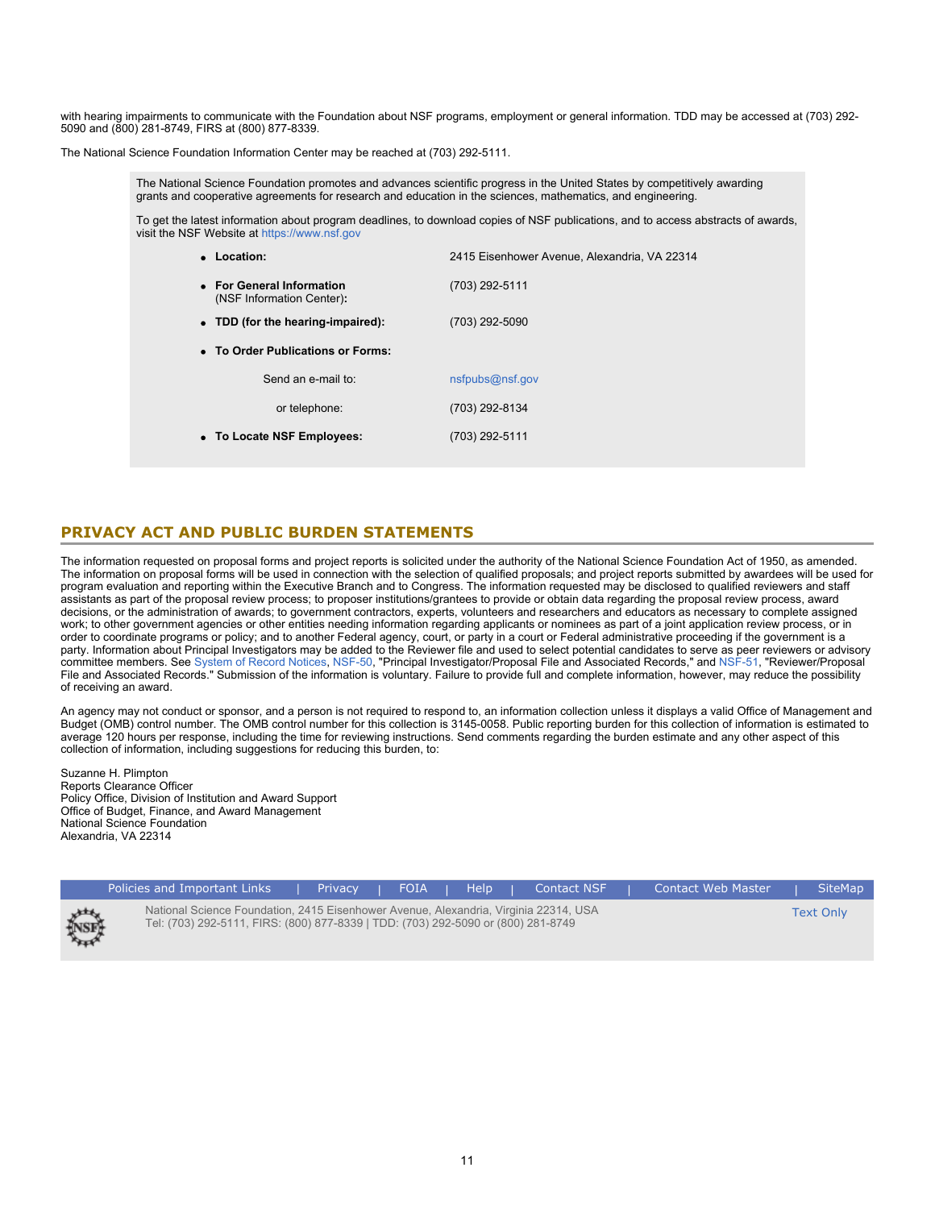with hearing impairments to communicate with the Foundation about NSF programs, employment or general information. TDD may be accessed at (703) 292-5090 and (800) 281-8749, FIRS at (800) 877-8339.

The National Science Foundation Information Center may be reached at (703) 292-5111.

The National Science Foundation promotes and advances scientific progress in the United States by competitively awarding grants and cooperative agreements for research and education in the sciences, mathematics, and engineering.

To get the latest information about program deadlines, to download copies of NSF publications, and to access abstracts of awards, visit the NSF Website at https://www.nsf.gov

- **Location:** 2415 Eisenhower Avenue, Alexandria, VA 22314
- **For General Information** (NSF Information Center)**:** (703) 292-5111
- **TDD (for the hearing-impaired):** (703) 292-5090
- **To Order Publications or Forms:**
  - Send an e-mail to: nsfpubs@nsf.gov
  - or telephone: (703) 292-8134
- **To Locate NSF Employees:** (703) 292-5111

## PRIVACY ACT AND PUBLIC BURDEN STATEMENTS

The information requested on proposal forms and project reports is solicited under the authority of the National Science Foundation Act of 1950, as amended. The information on proposal forms will be used in connection with the selection of qualified proposals; and project reports submitted by awardees will be used for program evaluation and reporting within the Executive Branch and to Congress. The information requested may be disclosed to qualified reviewers and staff assistants as part of the proposal review process; to proposer institutions/grantees to provide or obtain data regarding the proposal review process, award decisions, or the administration of awards; to government contractors, experts, volunteers and researchers and educators as necessary to complete assigned work; to other government agencies or other entities needing information regarding applicants or nominees as part of a joint application review process, or in order to coordinate programs or policy; and to another Federal agency, court, or party in a court or Federal administrative proceeding if the government is a party. Information about Principal Investigators may be added to the Reviewer file and used to select potential candidates to serve as peer reviewers or advisory committee members. See System of Record Notices, NSF-50, "Principal Investigator/Proposal File and Associated Records," and NSF-51, "Reviewer/Proposal File and Associated Records." Submission of the information is voluntary. Failure to provide full and complete information, however, may reduce the possibility of receiving an award.

An agency may not conduct or sponsor, and a person is not required to respond to, an information collection unless it displays a valid Office of Management and Budget (OMB) control number. The OMB control number for this collection is 3145-0058. Public reporting burden for this collection of information is estimated to average 120 hours per response, including the time for reviewing instructions. Send comments regarding the burden estimate and any other aspect of this collection of information, including suggestions for reducing this burden, to:

Suzanne H. Plimpton
Reports Clearance Officer
Policy Office, Division of Institution and Award Support
Office of Budget, Finance, and Award Management
National Science Foundation
Alexandria, VA 22314

Policies and Important Links | Privacy | FOIA | Help | Contact NSF | Contact Web Master | SiteMap

National Science Foundation, 2415 Eisenhower Avenue, Alexandria, Virginia 22314, USA
Tel: (703) 292-5111, FIRS: (800) 877-8339 | TDD: (703) 292-5090 or (800) 281-8749

Text Only